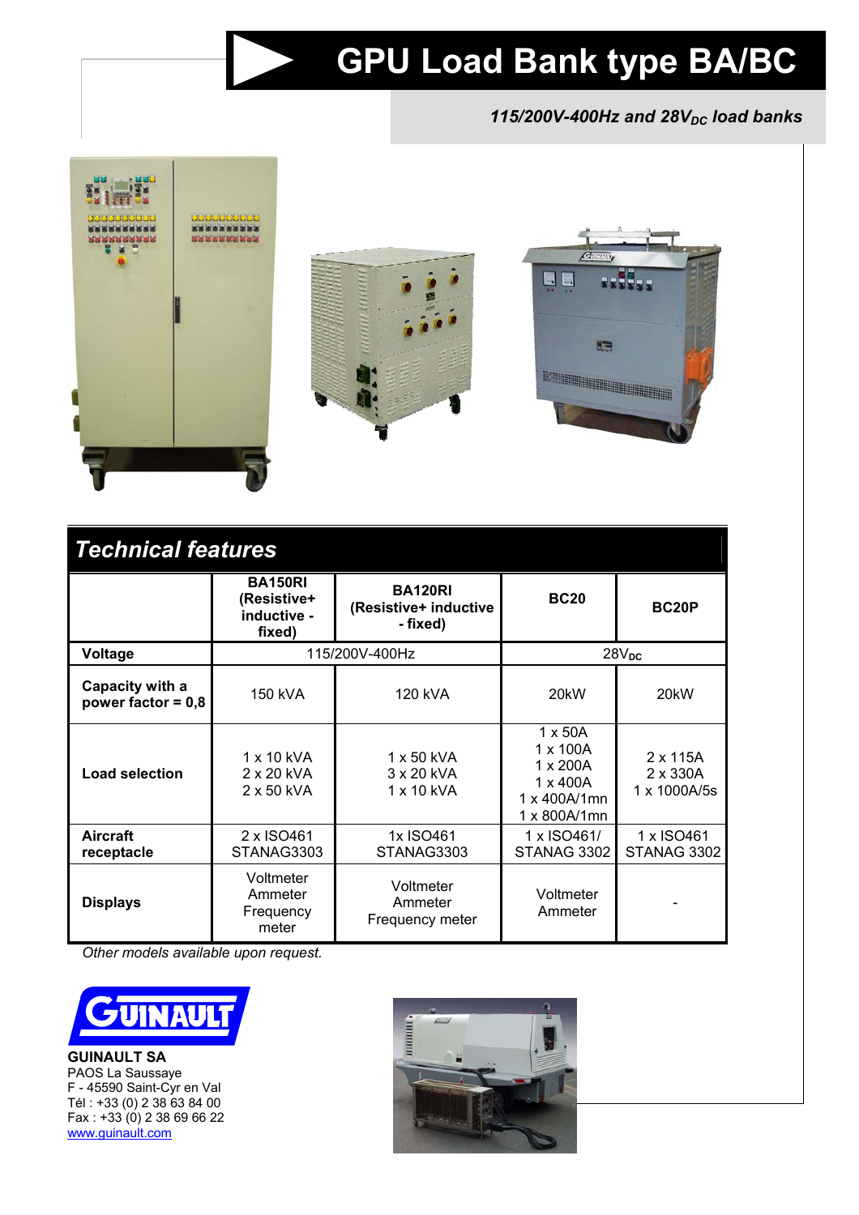# GPU Load Bank type BA/BC

***115/200V-400Hz and 28$V_{DC}$ load banks***

## *Technical features*

| | BA150RI (Resistive+ inductive - fixed) | BA120RI (Resistive+ inductive - fixed) | BC20 | BC20P |
|---|---|---|---|---|
| **Voltage** | 115/200V-400Hz | | 28$V_{DC}$ | |
| **Capacity with a power factor = 0,8** | 150 kVA | 120 kVA | 20kW | 20kW |
| **Load selection** | 1 x 10 kVA<br>2 x 20 kVA<br>2 x 50 kVA | 1 x 50 kVA<br>3 x 20 kVA<br>1 x 10 kVA | 1 x 50A<br>1 x 100A<br>1 x 200A<br>1 x 400A<br>1 x 400A/1mn<br>1 x 800A/1mn | 2 x 115A<br>2 x 330A<br>1 x 1000A/5s |
| **Aircraft receptacle** | 2 x ISO461 STANAG3303 | 1x ISO461 STANAG3303 | 1 x ISO461/ STANAG 3302 | 1 x ISO461 STANAG 3302 |
| **Displays** | Voltmeter<br>Ammeter<br>Frequency meter | Voltmeter<br>Ammeter<br>Frequency meter | Voltmeter<br>Ammeter | - |

*Other models available upon request.*

**GUINAULT SA**
PAOS La Saussaye
F - 45590 Saint-Cyr en Val
Tél : +33 (0) 2 38 63 84 00
Fax : +33 (0) 2 38 69 66 22
www.guinault.com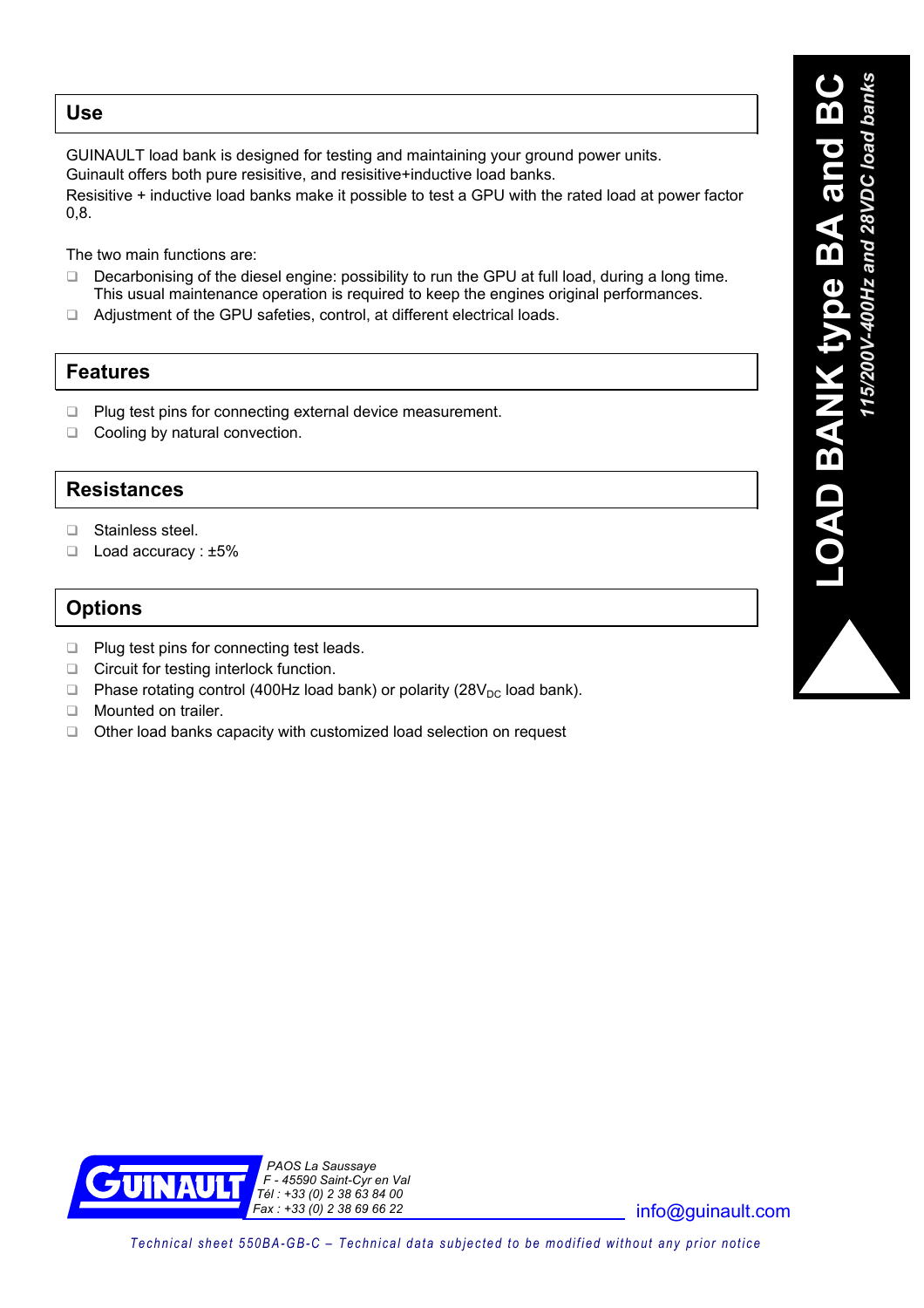## Use

GUINAULT load bank is designed for testing and maintaining your ground power units.
Guinault offers both pure resisitive, and resisitive+inductive load banks.
Resisitive + inductive load banks make it possible to test a GPU with the rated load at power factor 0,8.

The two main functions are:

- Decarbonising of the diesel engine: possibility to run the GPU at full load, during a long time. This usual maintenance operation is required to keep the engines original performances.
- Adjustment of the GPU safeties, control, at different electrical loads.

## Features

- Plug test pins for connecting external device measurement.
- Cooling by natural convection.

## Resistances

- Stainless steel.
- Load accuracy : ±5%

## Options

- Plug test pins for connecting test leads.
- Circuit for testing interlock function.
- Phase rotating control (400Hz load bank) or polarity ($28V_{DC}$ load bank).
- Mounted on trailer.
- Other load banks capacity with customized load selection on request

# LOAD BANK type BA and BC

*115/200V-400Hz and 28VDC load banks*

GUINAULT

*PAOS La Saussaye*
*F - 45590 Saint-Cyr en Val*
*Tél : +33 (0) 2 38 63 84 00*
*Fax : +33 (0) 2 38 69 66 22*

info@guinault.com

*Technical sheet 550BA-GB-C – Technical data subjected to be modified without any prior notice*